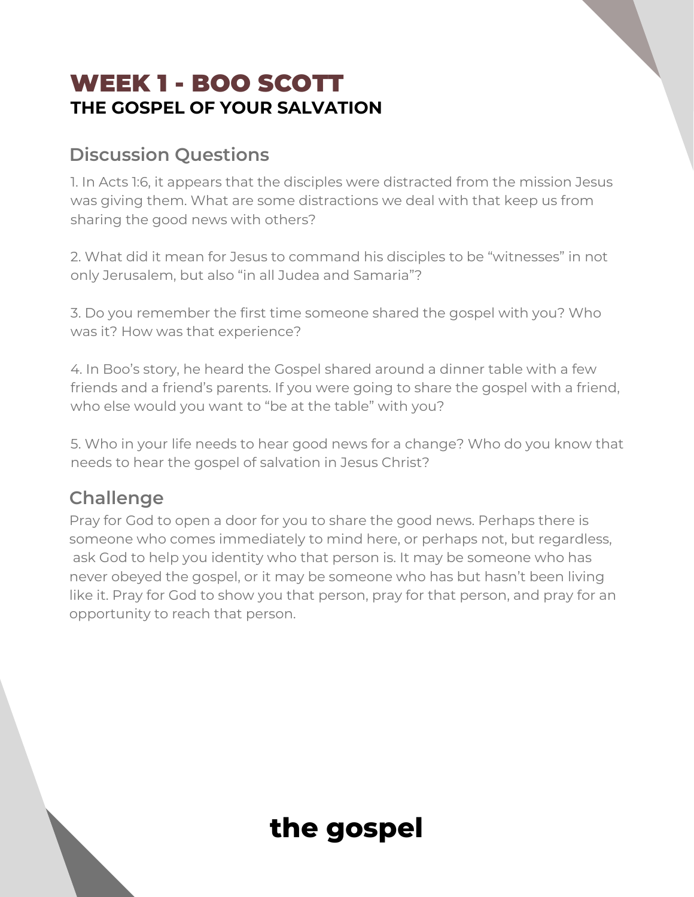# WEEK 1 - BOO SCOTT

## THE GOSPEL OF YOUR SALVATION

### Discussion Questions

1. In Acts 1:6, it appears that the disciples were distracted from the mission Jesus was giving them. What are some distractions we deal with that keep us from sharing the good news with others?

2. What did it mean for Jesus to command his disciples to be “witnesses” in not only Jerusalem, but also “in all Judea and Samaria”?

3. Do you remember the first time someone shared the gospel with you? Who was it? How was that experience?

4. In Boo’s story, he heard the Gospel shared around a dinner table with a few friends and a friend’s parents. If you were going to share the gospel with a friend, who else would you want to “be at the table” with you?

5. Who in your life needs to hear good news for a change? Who do you know that needs to hear the gospel of salvation in Jesus Christ?

### Challenge

Pray for God to open a door for you to share the good news. Perhaps there is someone who comes immediately to mind here, or perhaps not, but regardless, ask God to help you identity who that person is. It may be someone who has never obeyed the gospel, or it may be someone who has but hasn’t been living like it. Pray for God to show you that person, pray for that person, and pray for an opportunity to reach that person.

**the gospel**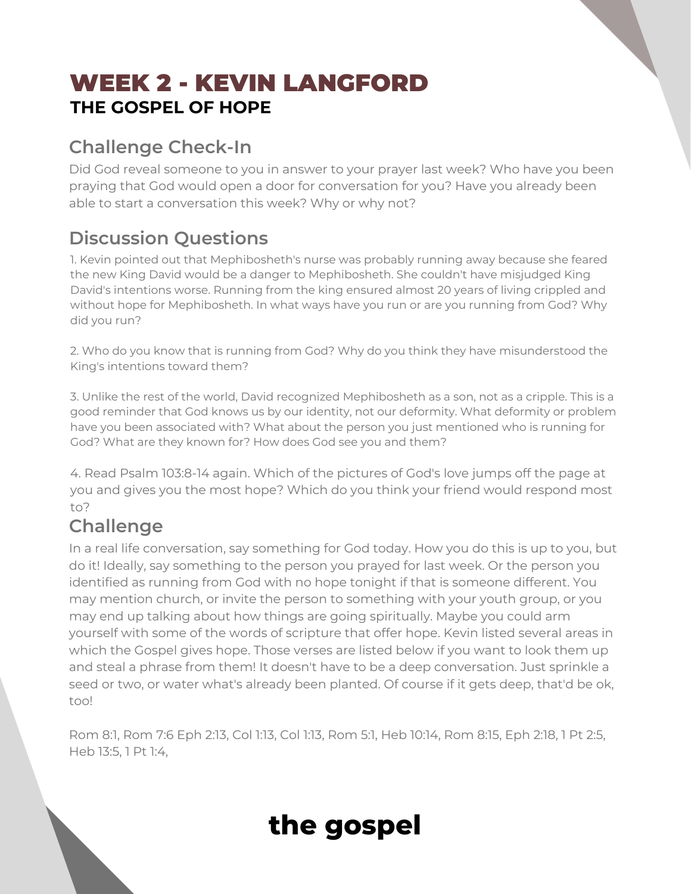# WEEK 2 - KEVIN LANGFORD

## THE GOSPEL OF HOPE

### Challenge Check-In

Did God reveal someone to you in answer to your prayer last week? Who have you been praying that God would open a door for conversation for you? Have you already been able to start a conversation this week? Why or why not?

### Discussion Questions

1. Kevin pointed out that Mephibosheth's nurse was probably running away because she feared the new King David would be a danger to Mephibosheth. She couldn't have misjudged King David's intentions worse. Running from the king ensured almost 20 years of living crippled and without hope for Mephibosheth. In what ways have you run or are you running from God? Why did you run?

2. Who do you know that is running from God? Why do you think they have misunderstood the King's intentions toward them?

3. Unlike the rest of the world, David recognized Mephibosheth as a son, not as a cripple. This is a good reminder that God knows us by our identity, not our deformity. What deformity or problem have you been associated with? What about the person you just mentioned who is running for God? What are they known for? How does God see you and them?

4. Read Psalm 103:8-14 again. Which of the pictures of God's love jumps off the page at you and gives you the most hope? Which do you think your friend would respond most to?

### Challenge

In a real life conversation, say something for God today. How you do this is up to you, but do it! Ideally, say something to the person you prayed for last week. Or the person you identified as running from God with no hope tonight if that is someone different. You may mention church, or invite the person to something with your youth group, or you may end up talking about how things are going spiritually. Maybe you could arm yourself with some of the words of scripture that offer hope. Kevin listed several areas in which the Gospel gives hope. Those verses are listed below if you want to look them up and steal a phrase from them! It doesn't have to be a deep conversation. Just sprinkle a seed or two, or water what's already been planted. Of course if it gets deep, that'd be ok, too!

Rom 8:1, Rom 7:6 Eph 2:13, Col 1:13, Col 1:13, Rom 5:1, Heb 10:14, Rom 8:15, Eph 2:18, 1 Pt 2:5, Heb 13:5, 1 Pt 1:4,

**the gospel**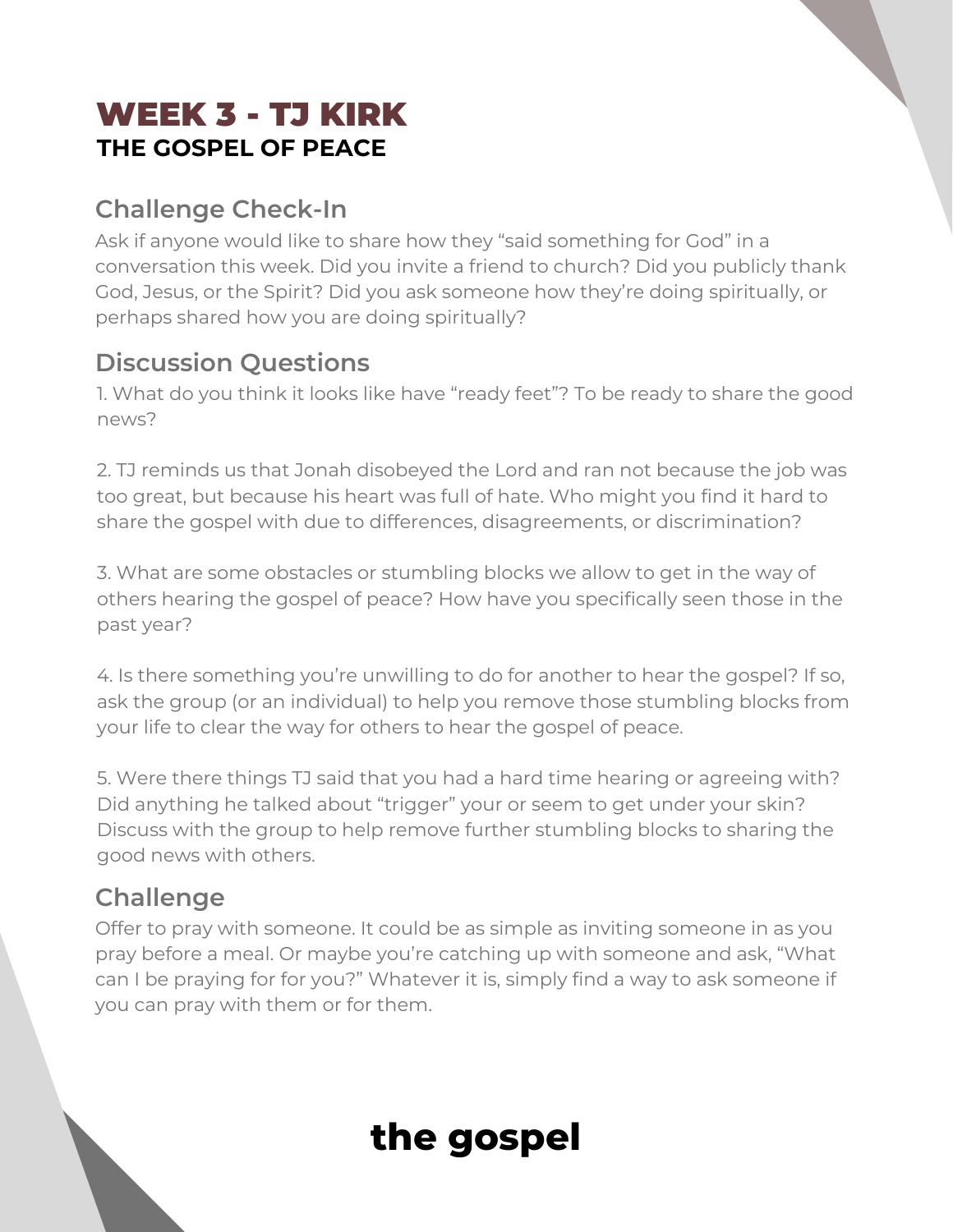# WEEK 3 - TJ KIRK

## THE GOSPEL OF PEACE

### Challenge Check-In

Ask if anyone would like to share how they "said something for God" in a conversation this week. Did you invite a friend to church? Did you publicly thank God, Jesus, or the Spirit? Did you ask someone how they're doing spiritually, or perhaps shared how you are doing spiritually?

### Discussion Questions

1. What do you think it looks like have "ready feet"? To be ready to share the good news?

2. TJ reminds us that Jonah disobeyed the Lord and ran not because the job was too great, but because his heart was full of hate. Who might you find it hard to share the gospel with due to differences, disagreements, or discrimination?

3. What are some obstacles or stumbling blocks we allow to get in the way of others hearing the gospel of peace? How have you specifically seen those in the past year?

4. Is there something you're unwilling to do for another to hear the gospel? If so, ask the group (or an individual) to help you remove those stumbling blocks from your life to clear the way for others to hear the gospel of peace.

5. Were there things TJ said that you had a hard time hearing or agreeing with? Did anything he talked about "trigger" your or seem to get under your skin? Discuss with the group to help remove further stumbling blocks to sharing the good news with others.

### Challenge

Offer to pray with someone. It could be as simple as inviting someone in as you pray before a meal. Or maybe you're catching up with someone and ask, "What can I be praying for for you?" Whatever it is, simply find a way to ask someone if you can pray with them or for them.

**the gospel**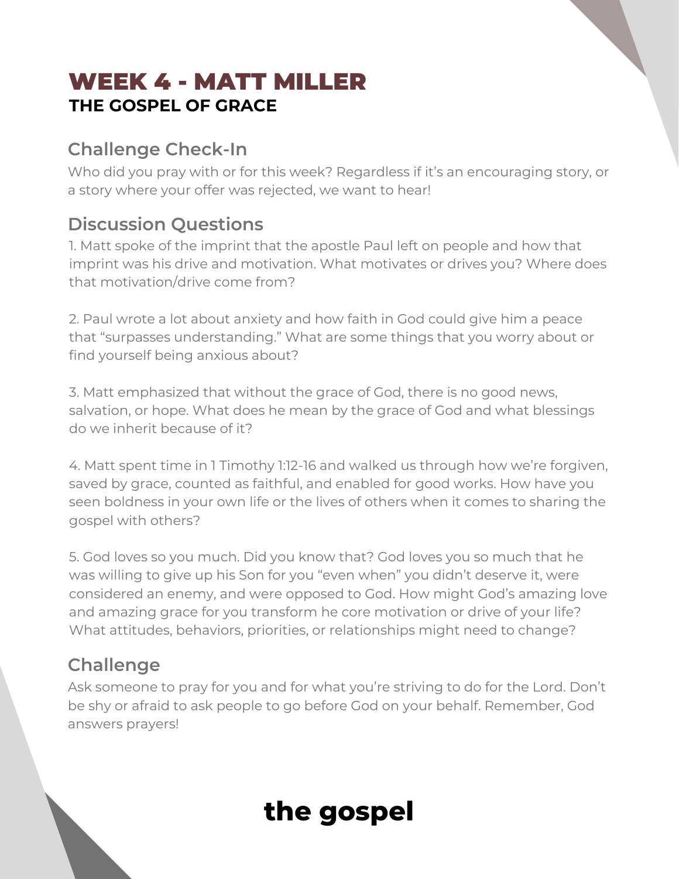# WEEK 4 - MATT MILLER

## THE GOSPEL OF GRACE

### Challenge Check-In

Who did you pray with or for this week? Regardless if it's an encouraging story, or a story where your offer was rejected, we want to hear!

### Discussion Questions

1. Matt spoke of the imprint that the apostle Paul left on people and how that imprint was his drive and motivation. What motivates or drives you? Where does that motivation/drive come from?

2. Paul wrote a lot about anxiety and how faith in God could give him a peace that "surpasses understanding." What are some things that you worry about or find yourself being anxious about?

3. Matt emphasized that without the grace of God, there is no good news, salvation, or hope. What does he mean by the grace of God and what blessings do we inherit because of it?

4. Matt spent time in 1 Timothy 1:12-16 and walked us through how we're forgiven, saved by grace, counted as faithful, and enabled for good works. How have you seen boldness in your own life or the lives of others when it comes to sharing the gospel with others?

5. God loves so you much. Did you know that? God loves you so much that he was willing to give up his Son for you "even when" you didn't deserve it, were considered an enemy, and were opposed to God. How might God's amazing love and amazing grace for you transform he core motivation or drive of your life? What attitudes, behaviors, priorities, or relationships might need to change?

### Challenge

Ask someone to pray for you and for what you're striving to do for the Lord. Don't be shy or afraid to ask people to go before God on your behalf. Remember, God answers prayers!

**the gospel**